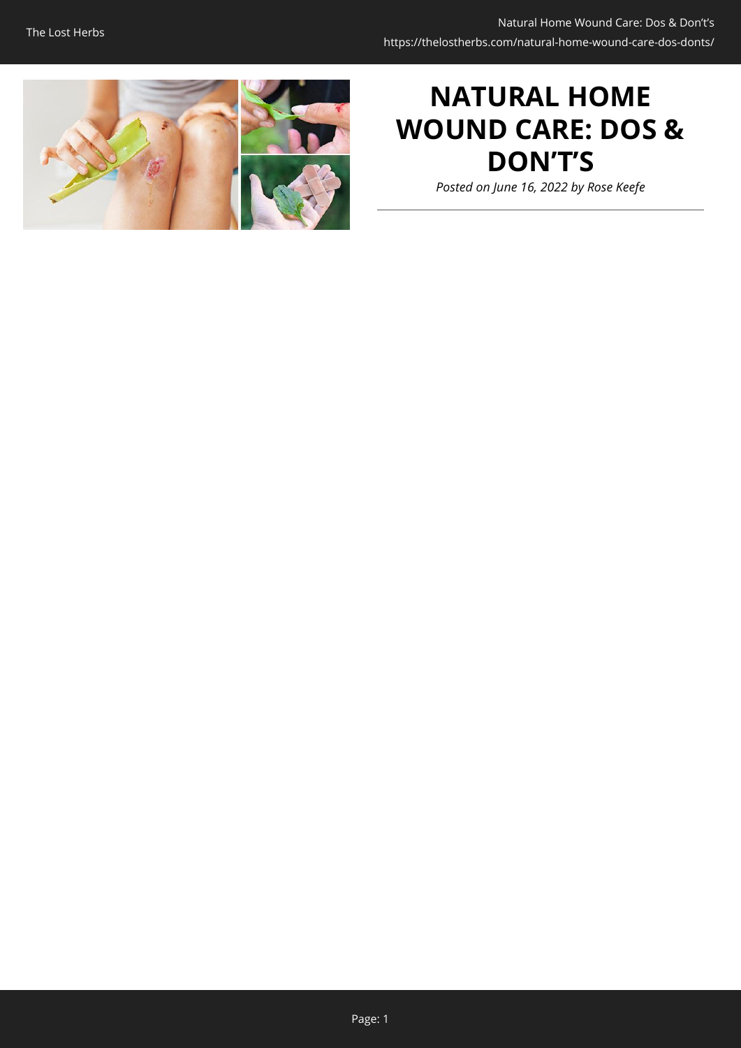# NATURAL HOME WOUND CARE: DOS & DON'T'S

*Posted on June 16, 2022 by Rose Keefe*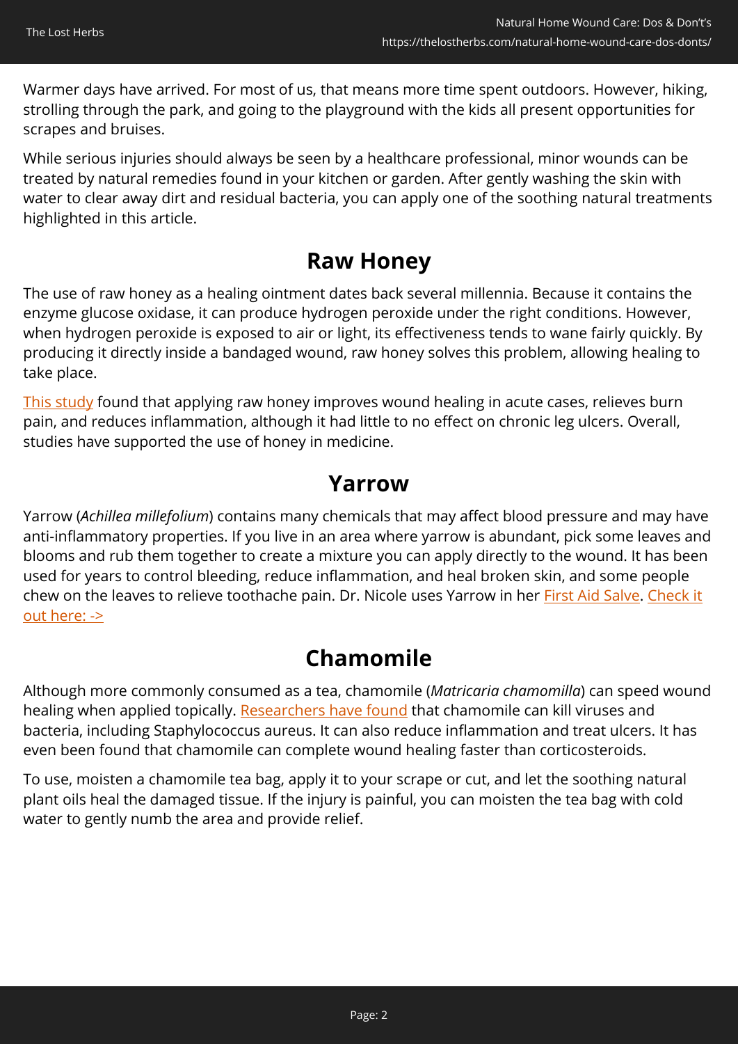Warmer days have arrived. For most of us, that means more time spent outdoors. However, hiking, strolling through the park, and going to the playground with the kids all present opportunities for scrapes and bruises.

While serious injuries should always be seen by a healthcare professional, minor wounds can be treated by natural remedies found in your kitchen or garden. After gently washing the skin with water to clear away dirt and residual bacteria, you can apply one of the soothing natural treatments highlighted in this article.

## Raw Honey

The use of raw honey as a healing ointment dates back several millennia. Because it contains the enzyme glucose oxidase, it can produce hydrogen peroxide under the right conditions. However, when hydrogen peroxide is exposed to air or light, its effectiveness tends to wane fairly quickly. By producing it directly inside a bandaged wound, raw honey solves this problem, allowing healing to take place.

This study found that applying raw honey improves wound healing in acute cases, relieves burn pain, and reduces inflammation, although it had little to no effect on chronic leg ulcers. Overall, studies have supported the use of honey in medicine.

## Yarrow

Yarrow (*Achillea millefolium*) contains many chemicals that may affect blood pressure and may have anti-inflammatory properties. If you live in an area where yarrow is abundant, pick some leaves and blooms and rub them together to create a mixture you can apply directly to the wound. It has been used for years to control bleeding, reduce inflammation, and heal broken skin, and some people chew on the leaves to relieve toothache pain. Dr. Nicole uses Yarrow in her First Aid Salve. Check it out here: ->

## Chamomile

Although more commonly consumed as a tea, chamomile (*Matricaria chamomilla*) can speed wound healing when applied topically. Researchers have found that chamomile can kill viruses and bacteria, including Staphylococcus aureus. It can also reduce inflammation and treat ulcers. It has even been found that chamomile can complete wound healing faster than corticosteroids.

To use, moisten a chamomile tea bag, apply it to your scrape or cut, and let the soothing natural plant oils heal the damaged tissue. If the injury is painful, you can moisten the tea bag with cold water to gently numb the area and provide relief.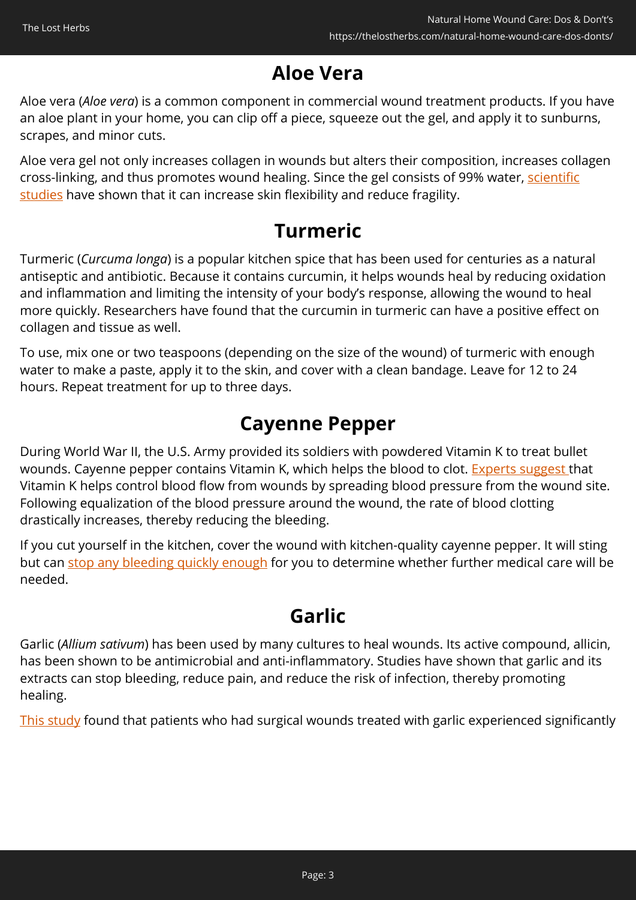## Aloe Vera

Aloe vera (*Aloe vera*) is a common component in commercial wound treatment products. If you have an aloe plant in your home, you can clip off a piece, squeeze out the gel, and apply it to sunburns, scrapes, and minor cuts.

Aloe vera gel not only increases collagen in wounds but alters their composition, increases collagen cross-linking, and thus promotes wound healing. Since the gel consists of 99% water, scientific studies have shown that it can increase skin flexibility and reduce fragility.

## Turmeric

Turmeric (*Curcuma longa*) is a popular kitchen spice that has been used for centuries as a natural antiseptic and antibiotic. Because it contains curcumin, it helps wounds heal by reducing oxidation and inflammation and limiting the intensity of your body's response, allowing the wound to heal more quickly. Researchers have found that the curcumin in turmeric can have a positive effect on collagen and tissue as well.

To use, mix one or two teaspoons (depending on the size of the wound) of turmeric with enough water to make a paste, apply it to the skin, and cover with a clean bandage. Leave for 12 to 24 hours. Repeat treatment for up to three days.

## Cayenne Pepper

During World War II, the U.S. Army provided its soldiers with powdered Vitamin K to treat bullet wounds. Cayenne pepper contains Vitamin K, which helps the blood to clot. Experts suggest that Vitamin K helps control blood flow from wounds by spreading blood pressure from the wound site. Following equalization of the blood pressure around the wound, the rate of blood clotting drastically increases, thereby reducing the bleeding.

If you cut yourself in the kitchen, cover the wound with kitchen-quality cayenne pepper. It will sting but can stop any bleeding quickly enough for you to determine whether further medical care will be needed.

## Garlic

Garlic (*Allium sativum*) has been used by many cultures to heal wounds. Its active compound, allicin, has been shown to be antimicrobial and anti-inflammatory. Studies have shown that garlic and its extracts can stop bleeding, reduce pain, and reduce the risk of infection, thereby promoting healing.

This study found that patients who had surgical wounds treated with garlic experienced significantly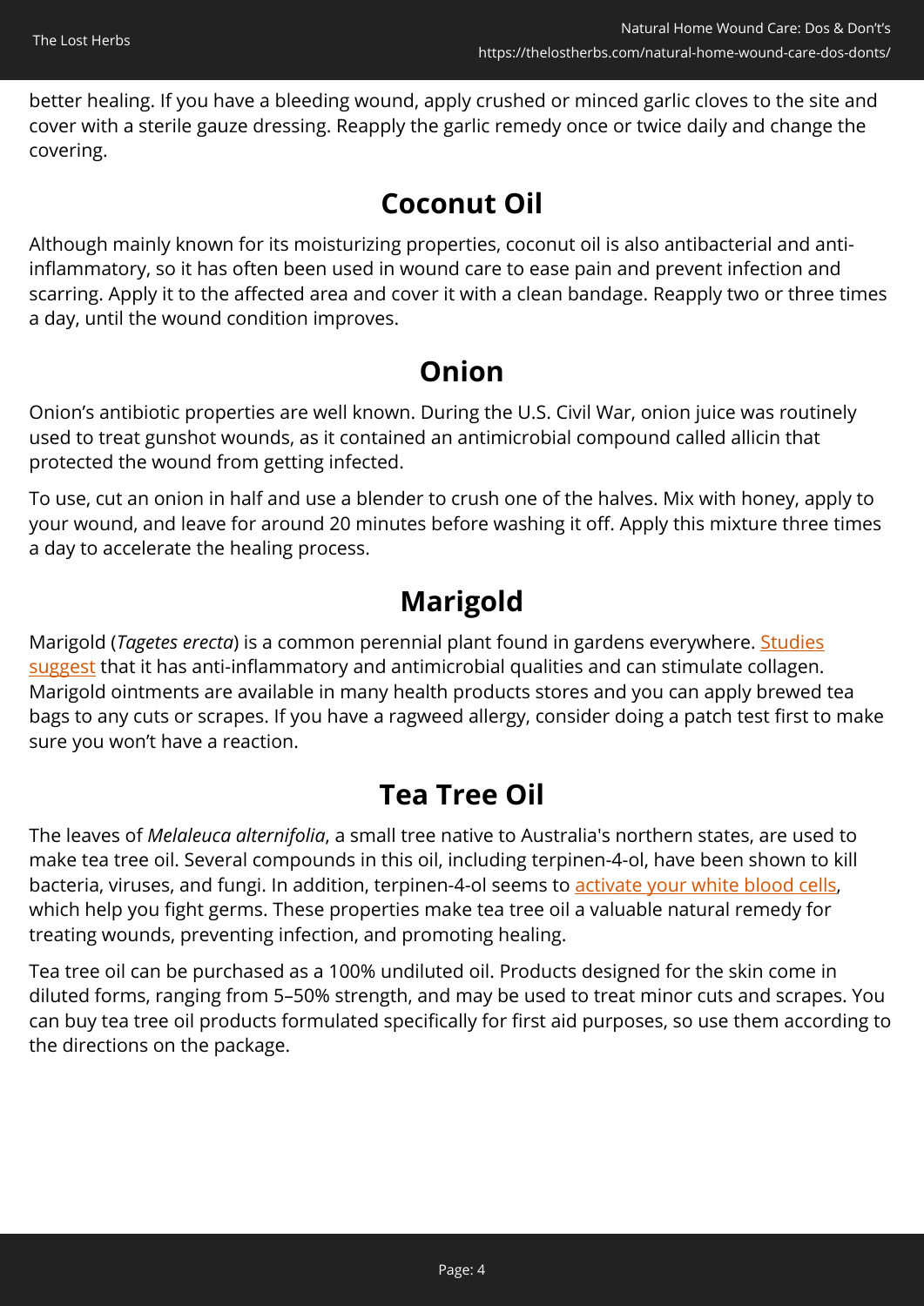better healing. If you have a bleeding wound, apply crushed or minced garlic cloves to the site and cover with a sterile gauze dressing. Reapply the garlic remedy once or twice daily and change the covering.

## Coconut Oil

Although mainly known for its moisturizing properties, coconut oil is also antibacterial and anti-inflammatory, so it has often been used in wound care to ease pain and prevent infection and scarring. Apply it to the affected area and cover it with a clean bandage. Reapply two or three times a day, until the wound condition improves.

## Onion

Onion's antibiotic properties are well known. During the U.S. Civil War, onion juice was routinely used to treat gunshot wounds, as it contained an antimicrobial compound called allicin that protected the wound from getting infected.

To use, cut an onion in half and use a blender to crush one of the halves. Mix with honey, apply to your wound, and leave for around 20 minutes before washing it off. Apply this mixture three times a day to accelerate the healing process.

## Marigold

Marigold (*Tagetes erecta*) is a common perennial plant found in gardens everywhere. Studies suggest that it has anti-inflammatory and antimicrobial qualities and can stimulate collagen. Marigold ointments are available in many health products stores and you can apply brewed tea bags to any cuts or scrapes. If you have a ragweed allergy, consider doing a patch test first to make sure you won't have a reaction.

## Tea Tree Oil

The leaves of *Melaleuca alternifolia*, a small tree native to Australia's northern states, are used to make tea tree oil. Several compounds in this oil, including terpinen-4-ol, have been shown to kill bacteria, viruses, and fungi. In addition, terpinen-4-ol seems to activate your white blood cells, which help you fight germs. These properties make tea tree oil a valuable natural remedy for treating wounds, preventing infection, and promoting healing.

Tea tree oil can be purchased as a 100% undiluted oil. Products designed for the skin come in diluted forms, ranging from 5–50% strength, and may be used to treat minor cuts and scrapes. You can buy tea tree oil products formulated specifically for first aid purposes, so use them according to the directions on the package.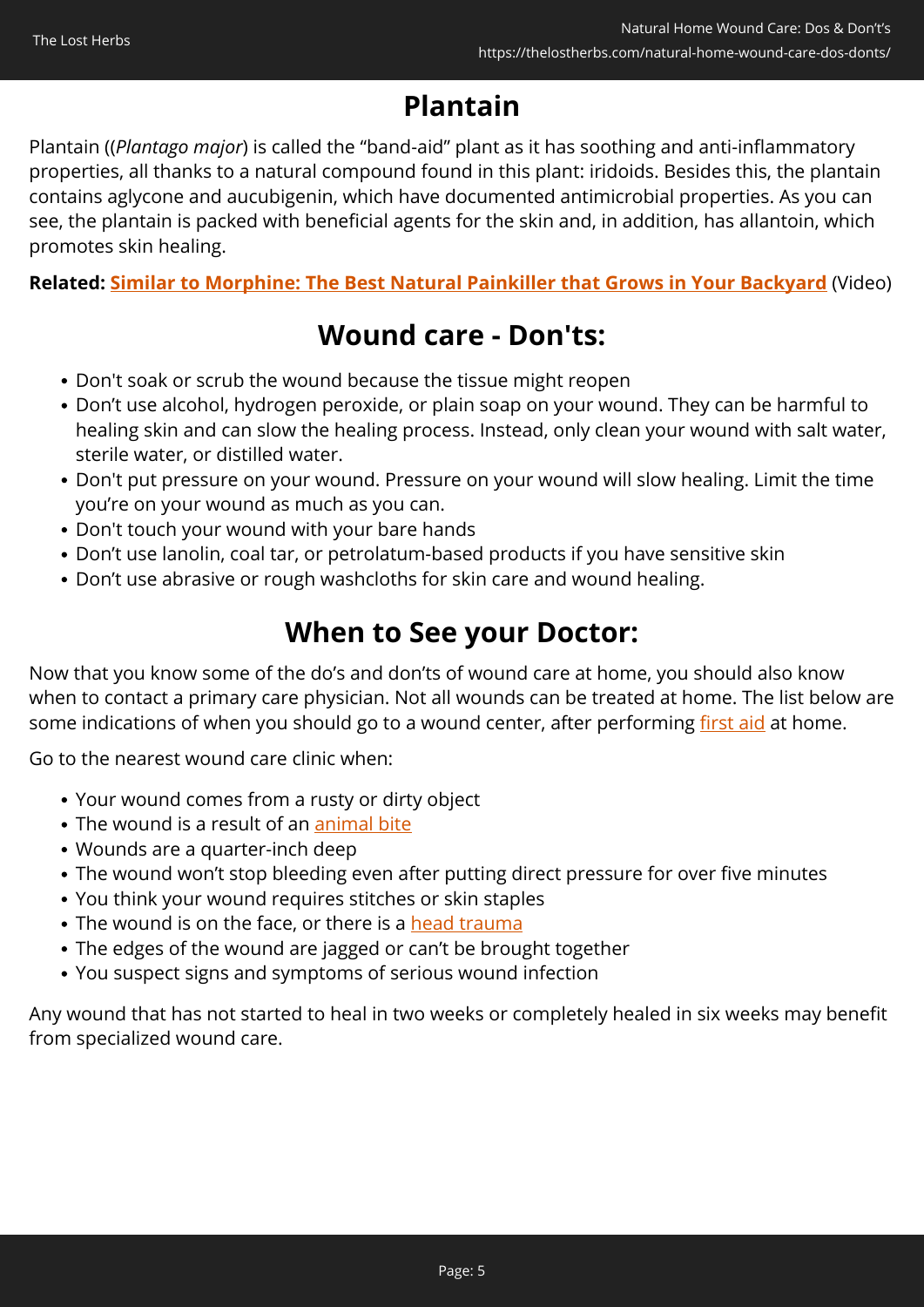## Plantain

Plantain ((*Plantago major*) is called the “band-aid” plant as it has soothing and anti-inflammatory properties, all thanks to a natural compound found in this plant: iridoids. Besides this, the plantain contains aglycone and aucubigenin, which have documented antimicrobial properties. As you can see, the plantain is packed with beneficial agents for the skin and, in addition, has allantoin, which promotes skin healing.

**Related: Similar to Morphine: The Best Natural Painkiller that Grows in Your Backyard** (Video)

## Wound care - Don'ts:

- Don't soak or scrub the wound because the tissue might reopen
- Don’t use alcohol, hydrogen peroxide, or plain soap on your wound. They can be harmful to healing skin and can slow the healing process. Instead, only clean your wound with salt water, sterile water, or distilled water.
- Don't put pressure on your wound. Pressure on your wound will slow healing. Limit the time you’re on your wound as much as you can.
- Don't touch your wound with your bare hands
- Don’t use lanolin, coal tar, or petrolatum-based products if you have sensitive skin
- Don’t use abrasive or rough washcloths for skin care and wound healing.

## When to See your Doctor:

Now that you know some of the do’s and don’ts of wound care at home, you should also know when to contact a primary care physician. Not all wounds can be treated at home. The list below are some indications of when you should go to a wound center, after performing first aid at home.

Go to the nearest wound care clinic when:

- Your wound comes from a rusty or dirty object
- The wound is a result of an animal bite
- Wounds are a quarter-inch deep
- The wound won’t stop bleeding even after putting direct pressure for over five minutes
- You think your wound requires stitches or skin staples
- The wound is on the face, or there is a head trauma
- The edges of the wound are jagged or can’t be brought together
- You suspect signs and symptoms of serious wound infection

Any wound that has not started to heal in two weeks or completely healed in six weeks may benefit from specialized wound care.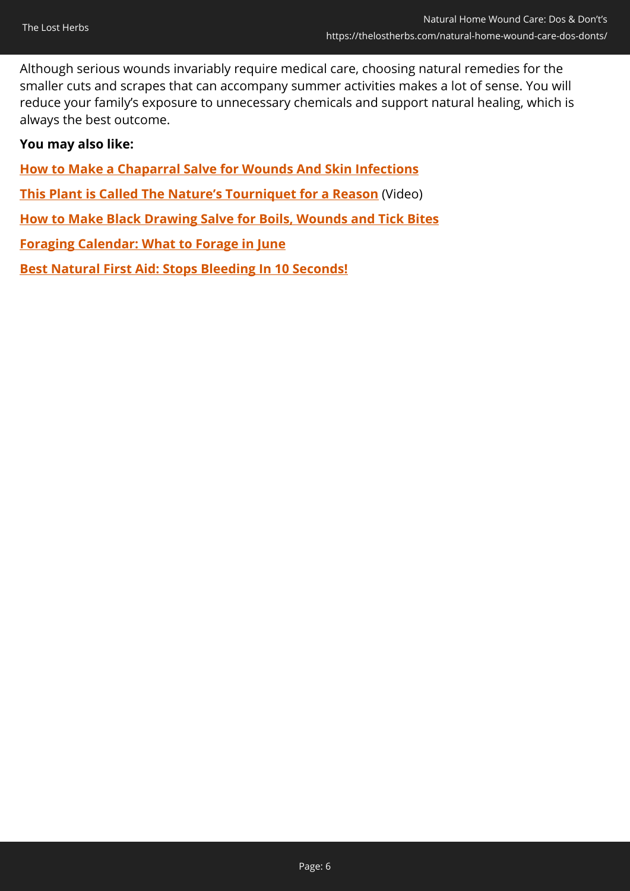Although serious wounds invariably require medical care, choosing natural remedies for the smaller cuts and scrapes that can accompany summer activities makes a lot of sense. You will reduce your family's exposure to unnecessary chemicals and support natural healing, which is always the best outcome.

**You may also like:**

**How to Make a Chaparral Salve for Wounds And Skin Infections**

**This Plant is Called The Nature's Tourniquet for a Reason** (Video)

**How to Make Black Drawing Salve for Boils, Wounds and Tick Bites**

**Foraging Calendar: What to Forage in June**

**Best Natural First Aid: Stops Bleeding In 10 Seconds!**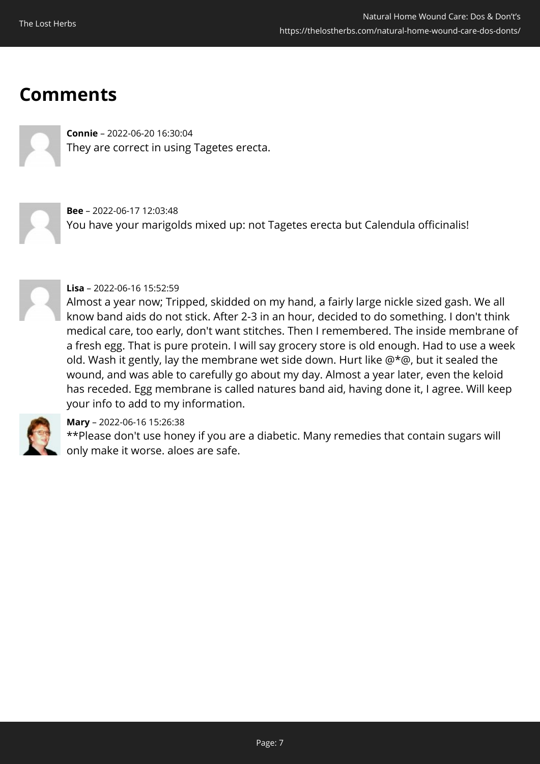## Comments

**Connie** – 2022-06-20 16:30:04
They are correct in using Tagetes erecta.

**Bee** – 2022-06-17 12:03:48
You have your marigolds mixed up: not Tagetes erecta but Calendula officinalis!

**Lisa** – 2022-06-16 15:52:59
Almost a year now; Tripped, skidded on my hand, a fairly large nickle sized gash. We all know band aids do not stick. After 2-3 in an hour, decided to do something. I don't think medical care, too early, don't want stitches. Then I remembered. The inside membrane of a fresh egg. That is pure protein. I will say grocery store is old enough. Had to use a week old. Wash it gently, lay the membrane wet side down. Hurt like @*@, but it sealed the wound, and was able to carefully go about my day. Almost a year later, even the keloid has receded. Egg membrane is called natures band aid, having done it, I agree. Will keep your info to add to my information.

**Mary** – 2022-06-16 15:26:38
**Please don't use honey if you are a diabetic. Many remedies that contain sugars will only make it worse. aloes are safe.